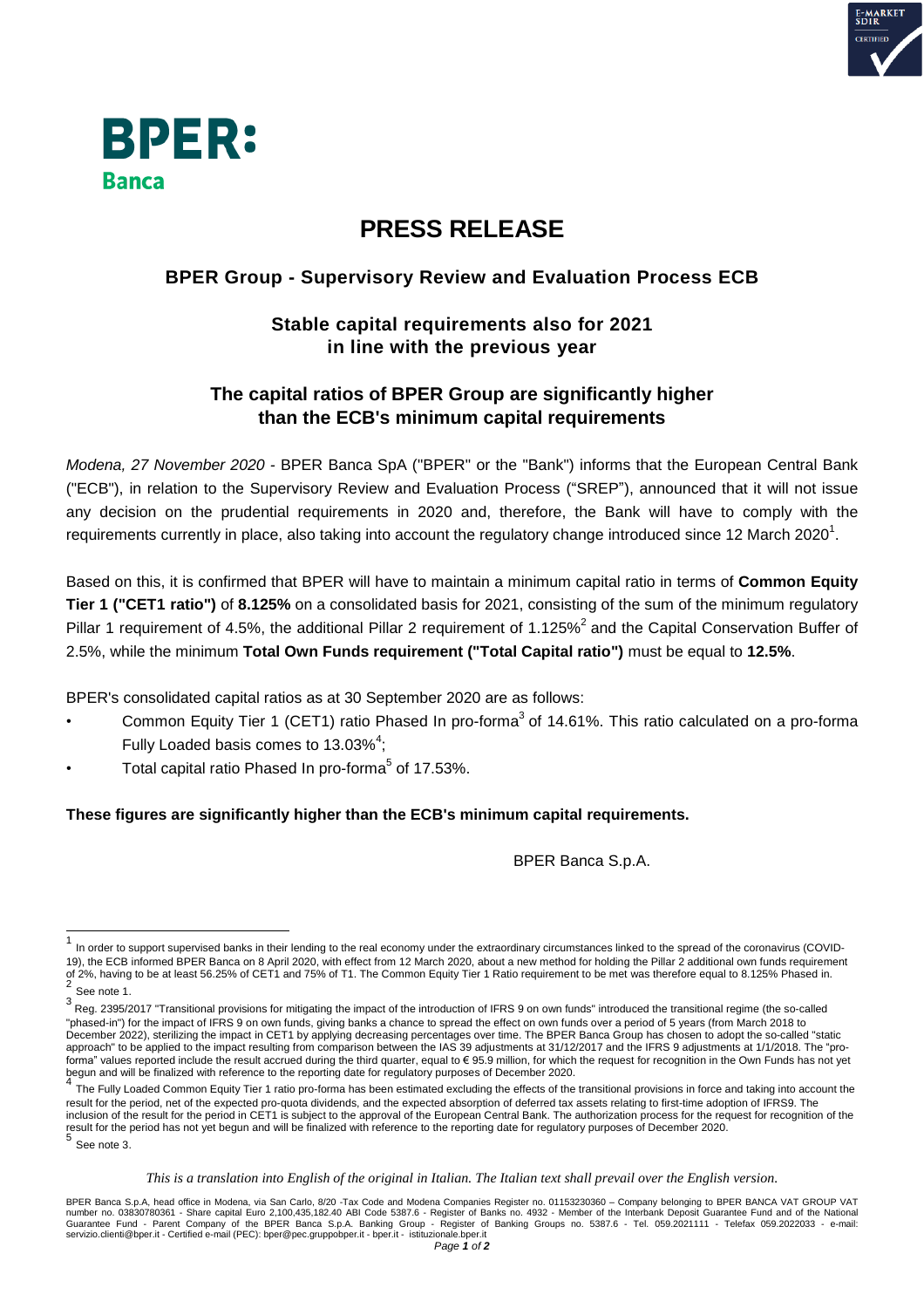BPER:
Banca

# PRESS RELEASE

## BPER Group - Supervisory Review and Evaluation Process ECB

### Stable capital requirements also for 2021 in line with the previous year

### The capital ratios of BPER Group are significantly higher than the ECB's minimum capital requirements

*Modena, 27 November 2020* - BPER Banca SpA ("BPER" or the "Bank") informs that the European Central Bank ("ECB"), in relation to the Supervisory Review and Evaluation Process ("SREP"), announced that it will not issue any decision on the prudential requirements in 2020 and, therefore, the Bank will have to comply with the requirements currently in place, also taking into account the regulatory change introduced since 12 March 2020[1].

Based on this, it is confirmed that BPER will have to maintain a minimum capital ratio in terms of **Common Equity Tier 1 ("CET1 ratio")** of **8.125%** on a consolidated basis for 2021, consisting of the sum of the minimum regulatory Pillar 1 requirement of 4.5%, the additional Pillar 2 requirement of 1.125%[2] and the Capital Conservation Buffer of 2.5%, while the minimum **Total Own Funds requirement ("Total Capital ratio")** must be equal to **12.5%**.

BPER's consolidated capital ratios as at 30 September 2020 are as follows:

- Common Equity Tier 1 (CET1) ratio Phased In pro-forma[3] of 14.61%. This ratio calculated on a pro-forma Fully Loaded basis comes to 13.03%[4];
- Total capital ratio Phased In pro-forma[5] of 17.53%.

**These figures are significantly higher than the ECB's minimum capital requirements.**

BPER Banca S.p.A.

---

[1] In order to support supervised banks in their lending to the real economy under the extraordinary circumstances linked to the spread of the coronavirus (COVID-19), the ECB informed BPER Banca on 8 April 2020, with effect from 12 March 2020, about a new method for holding the Pillar 2 additional own funds requirement of 2%, having to be at least 56.25% of CET1 and 75% of T1. The Common Equity Tier 1 Ratio requirement to be met was therefore equal to 8.125% Phased in.

[2] See note 1.

[3] Reg. 2395/2017 "Transitional provisions for mitigating the impact of the introduction of IFRS 9 on own funds" introduced the transitional regime (the so-called "phased-in") for the impact of IFRS 9 on own funds, giving banks a chance to spread the effect on own funds over a period of 5 years (from March 2018 to December 2022), sterilizing the impact in CET1 by applying decreasing percentages over time. The BPER Banca Group has chosen to adopt the so-called "static approach" to be applied to the impact resulting from comparison between the IAS 39 adjustments at 31/12/2017 and the IFRS 9 adjustments at 1/1/2018. The "pro-forma" values reported include the result accrued during the third quarter, equal to € 95.9 million, for which the request for recognition in the Own Funds has not yet begun and will be finalized with reference to the reporting date for regulatory purposes of December 2020.

[4] The Fully Loaded Common Equity Tier 1 ratio pro-forma has been estimated excluding the effects of the transitional provisions in force and taking into account the result for the period, net of the expected pro-quota dividends, and the expected absorption of deferred tax assets relating to first-time adoption of IFRS9. The inclusion of the result for the period in CET1 is subject to the approval of the European Central Bank. The authorization process for the request for recognition of the result for the period has not yet begun and will be finalized with reference to the reporting date for regulatory purposes of December 2020.

[5] See note 3.

*This is a translation into English of the original in Italian. The Italian text shall prevail over the English version.*

BPER Banca S.p.A, head office in Modena, via San Carlo, 8/20 -Tax Code and Modena Companies Register no. 01153230360 – Company belonging to BPER BANCA VAT GROUP VAT number no. 03830780361 - Share capital Euro 2,100,435,182.40 ABI Code 5387.6 - Register of Banks no. 4932 - Member of the Interbank Deposit Guarantee Fund and of the National Guarantee Fund - Parent Company of the BPER Banca S.p.A. Banking Group - Register of Banking Groups no. 5387.6 - Tel. 059.2021111 - Telefax 059.2022033 - e-mail: servizio.clienti@bper.it - Certified e-mail (PEC): bper@pec.gruppobper.it - bper.it - istituzionale.bper.it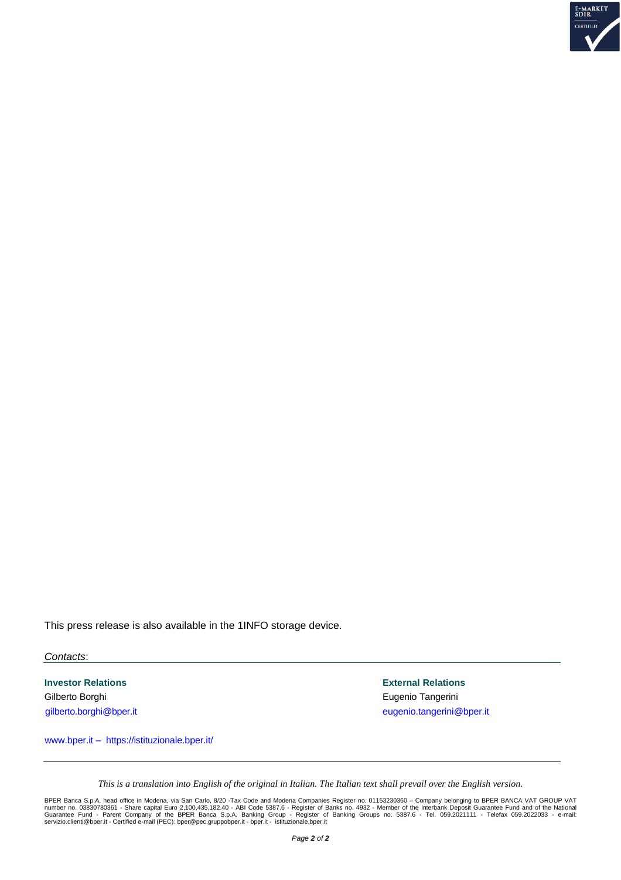This press release is also available in the 1INFO storage device.

*Contacts*:

**Investor Relations**
Gilberto Borghi
gilberto.borghi@bper.it

**External Relations**
Eugenio Tangerini
eugenio.tangerini@bper.it

www.bper.it – https://istituzionale.bper.it/

*This is a translation into English of the original in Italian. The Italian text shall prevail over the English version.*

BPER Banca S.p.A, head office in Modena, via San Carlo, 8/20 -Tax Code and Modena Companies Register no. 01153230360 – Company belonging to BPER BANCA VAT GROUP VAT number no. 03830780361 - Share capital Euro 2,100,435,182.40 - ABI Code 5387.6 - Register of Banks no. 4932 - Member of the Interbank Deposit Guarantee Fund and of the National Guarantee Fund - Parent Company of the BPER Banca S.p.A. Banking Group - Register of Banking Groups no. 5387.6 - Tel. 059.2021111 - Telefax 059.2022033 - e-mail: servizio.clienti@bper.it - Certified e-mail (PEC): bper@pec.gruppobper.it - bper.it - istituzionale.bper.it